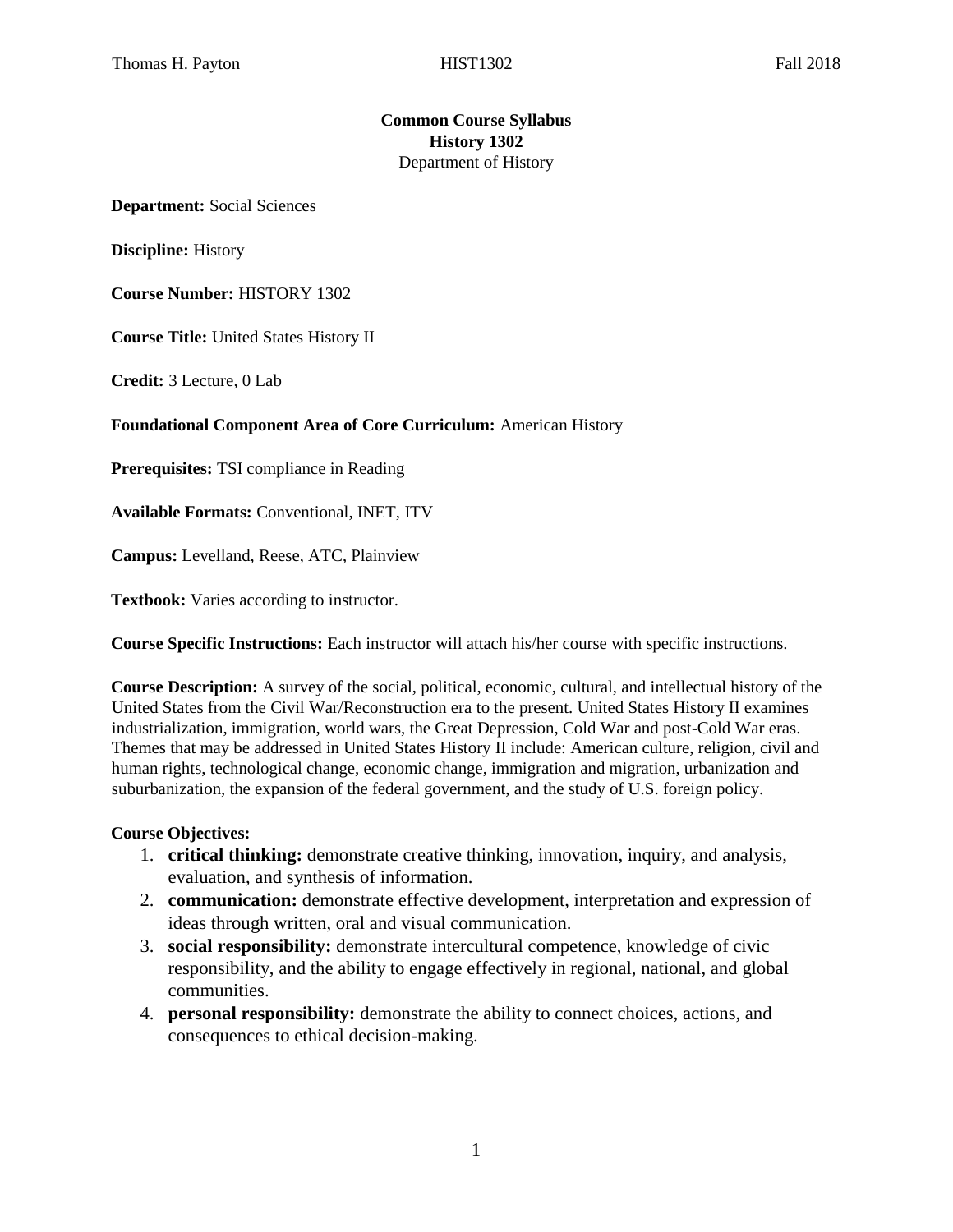# Common Course Syllabus
## History 1302
Department of History

**Department:** Social Sciences

**Discipline:** History

**Course Number:** HISTORY 1302

**Course Title:** United States History II

**Credit:** 3 Lecture, 0 Lab

**Foundational Component Area of Core Curriculum:** American History

**Prerequisites:** TSI compliance in Reading

**Available Formats:** Conventional, INET, ITV

**Campus:** Levelland, Reese, ATC, Plainview

**Textbook:** Varies according to instructor.

**Course Specific Instructions:** Each instructor will attach his/her course with specific instructions.

**Course Description:** A survey of the social, political, economic, cultural, and intellectual history of the United States from the Civil War/Reconstruction era to the present. United States History II examines industrialization, immigration, world wars, the Great Depression, Cold War and post-Cold War eras. Themes that may be addressed in United States History II include: American culture, religion, civil and human rights, technological change, economic change, immigration and migration, urbanization and suburbanization, the expansion of the federal government, and the study of U.S. foreign policy.

**Course Objectives:**

1. **critical thinking:** demonstrate creative thinking, innovation, inquiry, and analysis, evaluation, and synthesis of information.
2. **communication:** demonstrate effective development, interpretation and expression of ideas through written, oral and visual communication.
3. **social responsibility:** demonstrate intercultural competence, knowledge of civic responsibility, and the ability to engage effectively in regional, national, and global communities.
4. **personal responsibility:** demonstrate the ability to connect choices, actions, and consequences to ethical decision-making.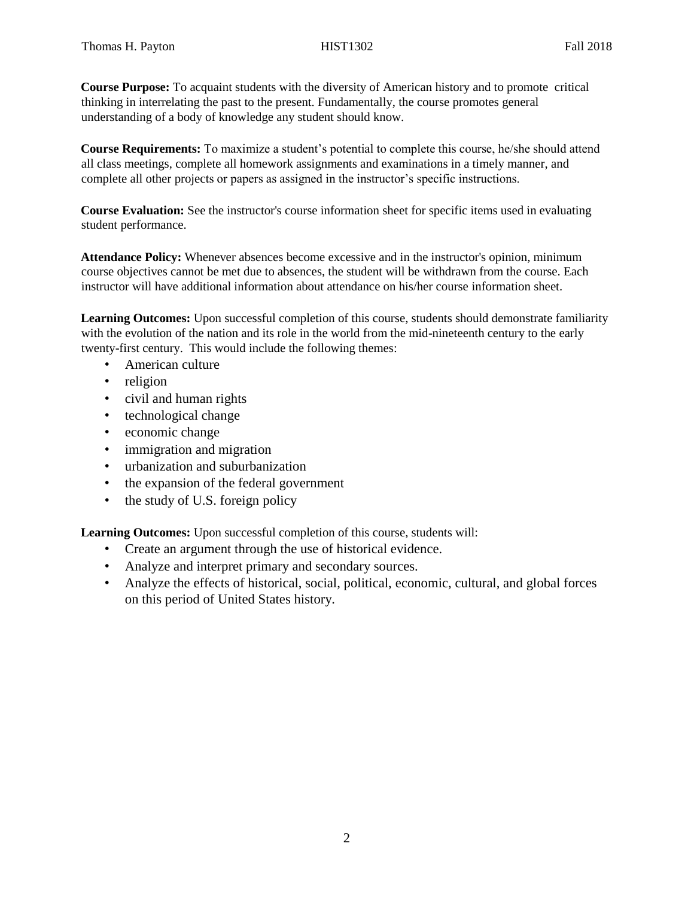**Course Purpose:** To acquaint students with the diversity of American history and to promote critical thinking in interrelating the past to the present. Fundamentally, the course promotes general understanding of a body of knowledge any student should know.

**Course Requirements:** To maximize a student's potential to complete this course, he/she should attend all class meetings, complete all homework assignments and examinations in a timely manner, and complete all other projects or papers as assigned in the instructor's specific instructions.

**Course Evaluation:** See the instructor's course information sheet for specific items used in evaluating student performance.

**Attendance Policy:** Whenever absences become excessive and in the instructor's opinion, minimum course objectives cannot be met due to absences, the student will be withdrawn from the course. Each instructor will have additional information about attendance on his/her course information sheet.

**Learning Outcomes:** Upon successful completion of this course, students should demonstrate familiarity with the evolution of the nation and its role in the world from the mid-nineteenth century to the early twenty-first century. This would include the following themes:

- American culture
- religion
- civil and human rights
- technological change
- economic change
- immigration and migration
- urbanization and suburbanization
- the expansion of the federal government
- the study of U.S. foreign policy

**Learning Outcomes:** Upon successful completion of this course, students will:

- Create an argument through the use of historical evidence.
- Analyze and interpret primary and secondary sources.
- Analyze the effects of historical, social, political, economic, cultural, and global forces on this period of United States history.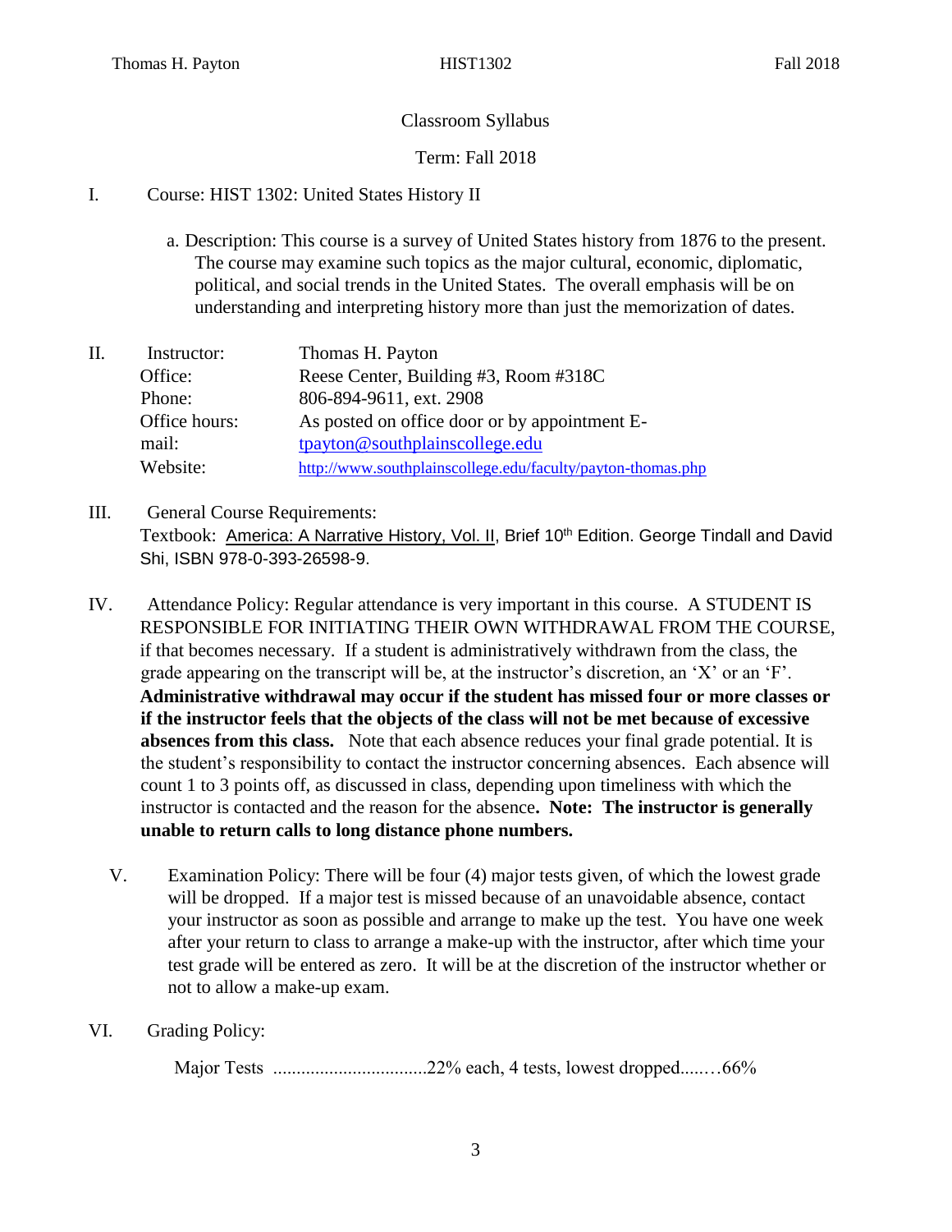Classroom Syllabus

Term: Fall 2018

I. Course: HIST 1302: United States History II

a. Description: This course is a survey of United States history from 1876 to the present. The course may examine such topics as the major cultural, economic, diplomatic, political, and social trends in the United States. The overall emphasis will be on understanding and interpreting history more than just the memorization of dates.

II. Instructor: Thomas H. Payton
Office: Reese Center, Building #3, Room #318C
Phone: 806-894-9611, ext. 2908
Office hours: As posted on office door or by appointment
E-mail: tpayton@southplainscollege.edu
Website: http://www.southplainscollege.edu/faculty/payton-thomas.php

III. General Course Requirements:
Textbook: America: A Narrative History, Vol. II, Brief 10th Edition. George Tindall and David Shi, ISBN 978-0-393-26598-9.

IV. Attendance Policy: Regular attendance is very important in this course. A STUDENT IS RESPONSIBLE FOR INITIATING THEIR OWN WITHDRAWAL FROM THE COURSE, if that becomes necessary. If a student is administratively withdrawn from the class, the grade appearing on the transcript will be, at the instructor's discretion, an 'X' or an 'F'. **Administrative withdrawal may occur if the student has missed four or more classes or if the instructor feels that the objects of the class will not be met because of excessive absences from this class.** Note that each absence reduces your final grade potential. It is the student's responsibility to contact the instructor concerning absences. Each absence will count 1 to 3 points off, as discussed in class, depending upon timeliness with which the instructor is contacted and the reason for the absence**. Note: The instructor is generally unable to return calls to long distance phone numbers.**

V. Examination Policy: There will be four (4) major tests given, of which the lowest grade will be dropped. If a major test is missed because of an unavoidable absence, contact your instructor as soon as possible and arrange to make up the test. You have one week after your return to class to arrange a make-up with the instructor, after which time your test grade will be entered as zero. It will be at the discretion of the instructor whether or not to allow a make-up exam.

VI. Grading Policy:

Major Tests ................................22% each, 4 tests, lowest dropped......66%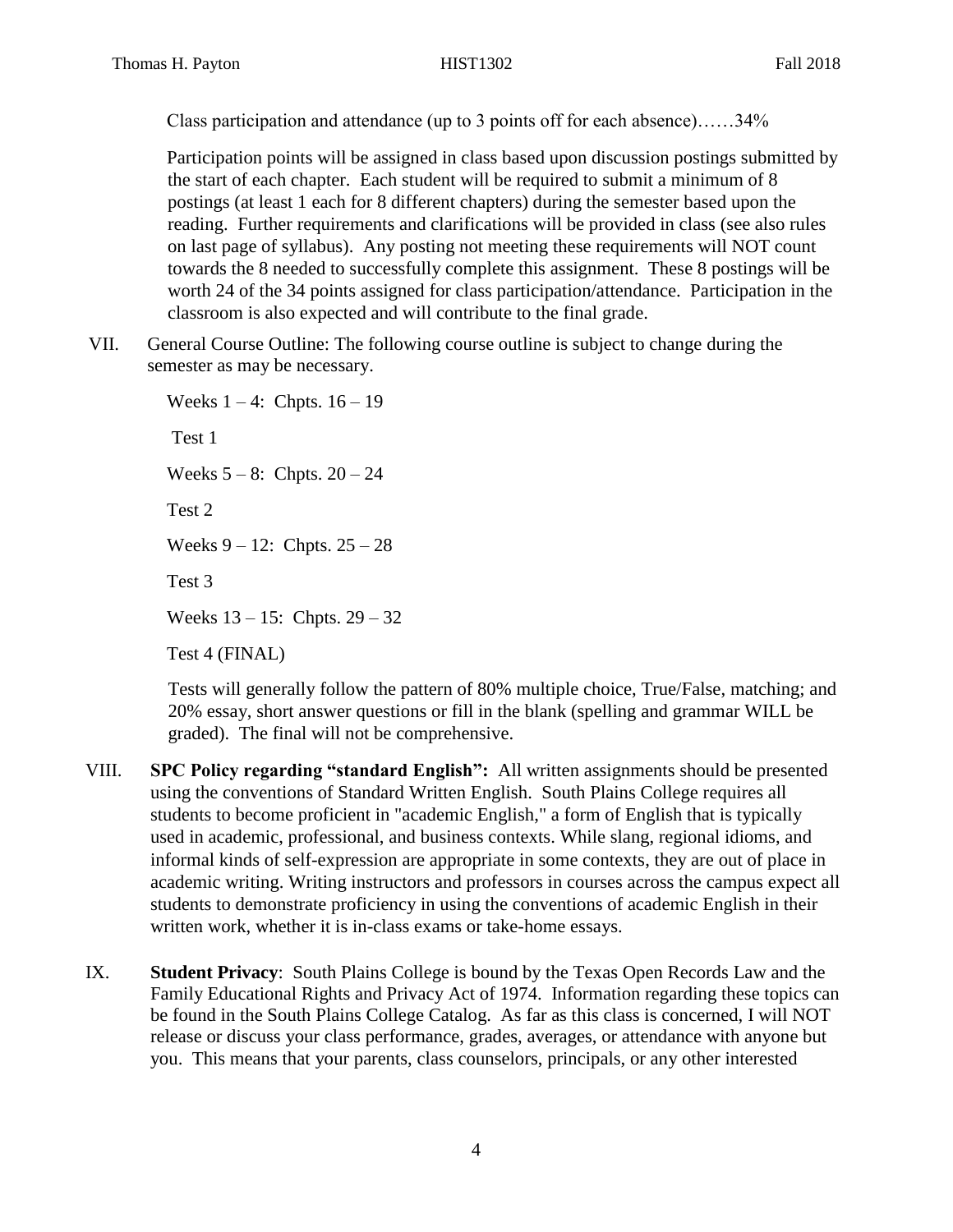Class participation and attendance (up to 3 points off for each absence)……34%

Participation points will be assigned in class based upon discussion postings submitted by the start of each chapter. Each student will be required to submit a minimum of 8 postings (at least 1 each for 8 different chapters) during the semester based upon the reading. Further requirements and clarifications will be provided in class (see also rules on last page of syllabus). Any posting not meeting these requirements will NOT count towards the 8 needed to successfully complete this assignment. These 8 postings will be worth 24 of the 34 points assigned for class participation/attendance. Participation in the classroom is also expected and will contribute to the final grade.

VII. General Course Outline: The following course outline is subject to change during the semester as may be necessary.

Weeks 1 – 4: Chpts. 16 – 19

Test 1

Weeks 5 – 8: Chpts. 20 – 24

Test 2

Weeks 9 – 12: Chpts. 25 – 28

Test 3

Weeks 13 – 15: Chpts. 29 – 32

Test 4 (FINAL)

Tests will generally follow the pattern of 80% multiple choice, True/False, matching; and 20% essay, short answer questions or fill in the blank (spelling and grammar WILL be graded). The final will not be comprehensive.

VIII. **SPC Policy regarding "standard English":** All written assignments should be presented using the conventions of Standard Written English. South Plains College requires all students to become proficient in "academic English," a form of English that is typically used in academic, professional, and business contexts. While slang, regional idioms, and informal kinds of self-expression are appropriate in some contexts, they are out of place in academic writing. Writing instructors and professors in courses across the campus expect all students to demonstrate proficiency in using the conventions of academic English in their written work, whether it is in-class exams or take-home essays.

IX. **Student Privacy**: South Plains College is bound by the Texas Open Records Law and the Family Educational Rights and Privacy Act of 1974. Information regarding these topics can be found in the South Plains College Catalog. As far as this class is concerned, I will NOT release or discuss your class performance, grades, averages, or attendance with anyone but you. This means that your parents, class counselors, principals, or any other interested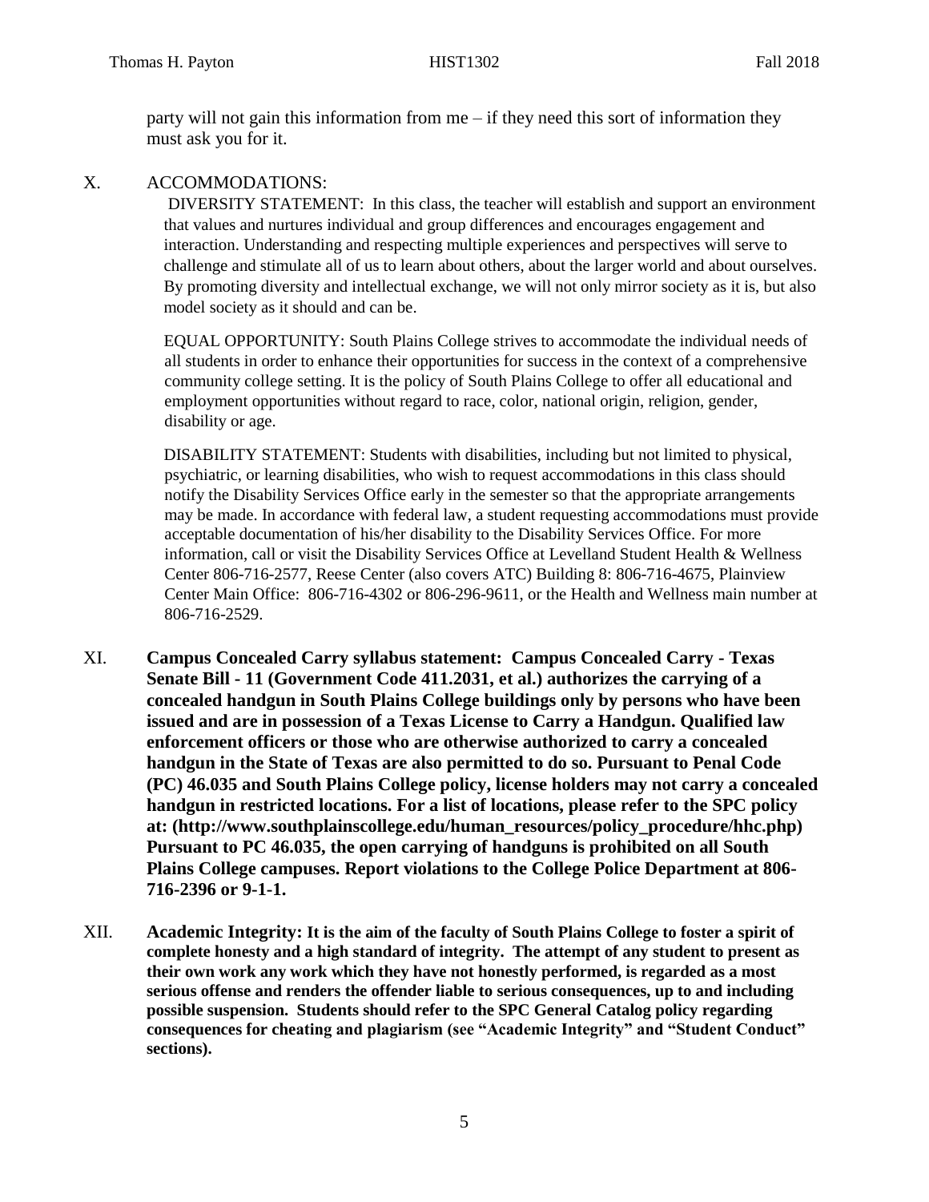party will not gain this information from me – if they need this sort of information they must ask you for it.

X. ACCOMMODATIONS:

DIVERSITY STATEMENT: In this class, the teacher will establish and support an environment that values and nurtures individual and group differences and encourages engagement and interaction. Understanding and respecting multiple experiences and perspectives will serve to challenge and stimulate all of us to learn about others, about the larger world and about ourselves. By promoting diversity and intellectual exchange, we will not only mirror society as it is, but also model society as it should and can be.

EQUAL OPPORTUNITY: South Plains College strives to accommodate the individual needs of all students in order to enhance their opportunities for success in the context of a comprehensive community college setting. It is the policy of South Plains College to offer all educational and employment opportunities without regard to race, color, national origin, religion, gender, disability or age.

DISABILITY STATEMENT: Students with disabilities, including but not limited to physical, psychiatric, or learning disabilities, who wish to request accommodations in this class should notify the Disability Services Office early in the semester so that the appropriate arrangements may be made. In accordance with federal law, a student requesting accommodations must provide acceptable documentation of his/her disability to the Disability Services Office. For more information, call or visit the Disability Services Office at Levelland Student Health & Wellness Center 806-716-2577, Reese Center (also covers ATC) Building 8: 806-716-4675, Plainview Center Main Office: 806-716-4302 or 806-296-9611, or the Health and Wellness main number at 806-716-2529.

XI. **Campus Concealed Carry syllabus statement: Campus Concealed Carry - Texas Senate Bill - 11 (Government Code 411.2031, et al.) authorizes the carrying of a concealed handgun in South Plains College buildings only by persons who have been issued and are in possession of a Texas License to Carry a Handgun. Qualified law enforcement officers or those who are otherwise authorized to carry a concealed handgun in the State of Texas are also permitted to do so. Pursuant to Penal Code (PC) 46.035 and South Plains College policy, license holders may not carry a concealed handgun in restricted locations. For a list of locations, please refer to the SPC policy at: (http://www.southplainscollege.edu/human_resources/policy_procedure/hhc.php) Pursuant to PC 46.035, the open carrying of handguns is prohibited on all South Plains College campuses. Report violations to the College Police Department at 806-716-2396 or 9-1-1.**

XII. **Academic Integrity: It is the aim of the faculty of South Plains College to foster a spirit of complete honesty and a high standard of integrity. The attempt of any student to present as their own work any work which they have not honestly performed, is regarded as a most serious offense and renders the offender liable to serious consequences, up to and including possible suspension. Students should refer to the SPC General Catalog policy regarding consequences for cheating and plagiarism (see "Academic Integrity" and "Student Conduct" sections).**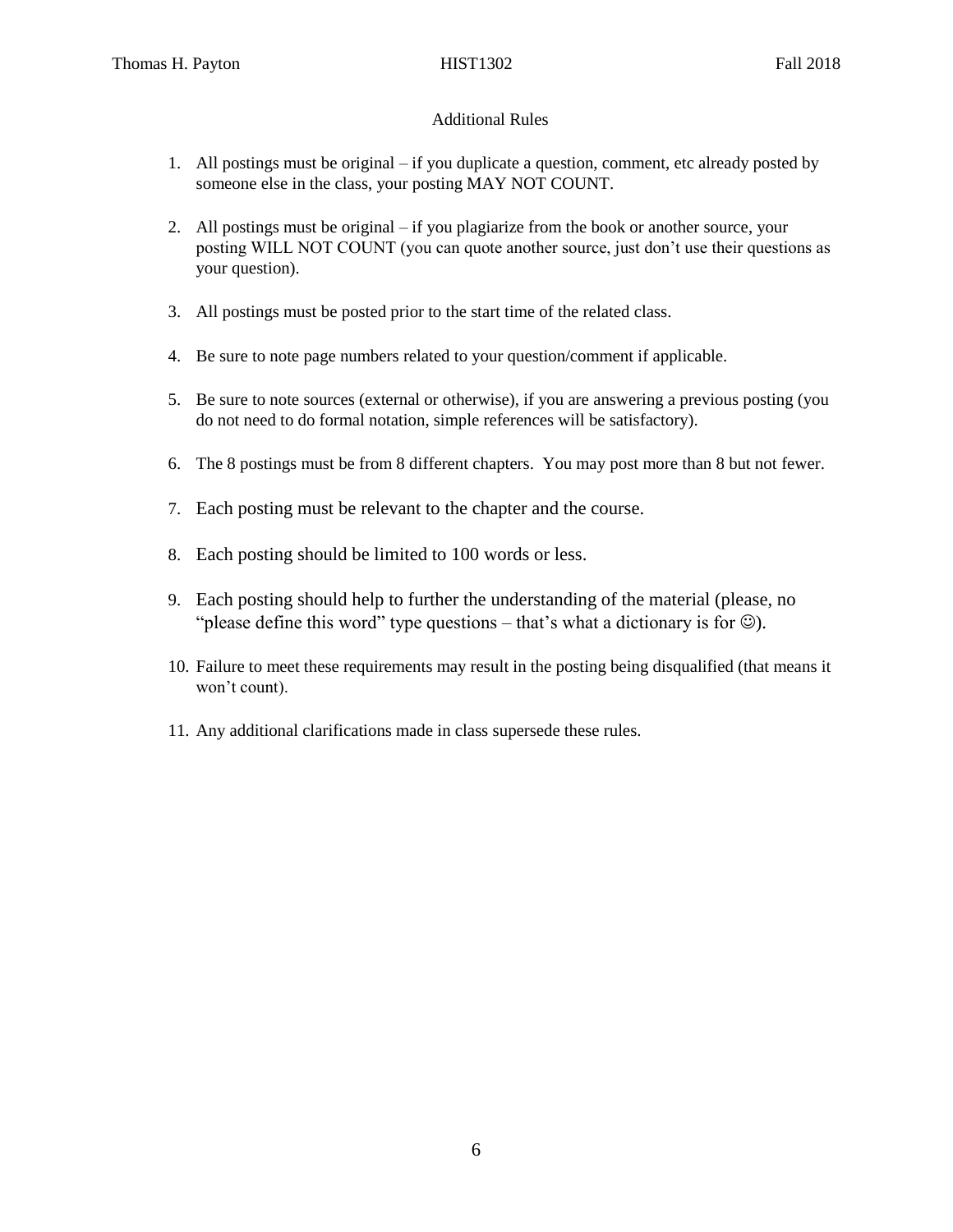Additional Rules

1. All postings must be original – if you duplicate a question, comment, etc already posted by someone else in the class, your posting MAY NOT COUNT.

2. All postings must be original – if you plagiarize from the book or another source, your posting WILL NOT COUNT (you can quote another source, just don't use their questions as your question).

3. All postings must be posted prior to the start time of the related class.

4. Be sure to note page numbers related to your question/comment if applicable.

5. Be sure to note sources (external or otherwise), if you are answering a previous posting (you do not need to do formal notation, simple references will be satisfactory).

6. The 8 postings must be from 8 different chapters. You may post more than 8 but not fewer.

7. Each posting must be relevant to the chapter and the course.

8. Each posting should be limited to 100 words or less.

9. Each posting should help to further the understanding of the material (please, no "please define this word" type questions – that's what a dictionary is for ☺).

10. Failure to meet these requirements may result in the posting being disqualified (that means it won't count).

11. Any additional clarifications made in class supersede these rules.